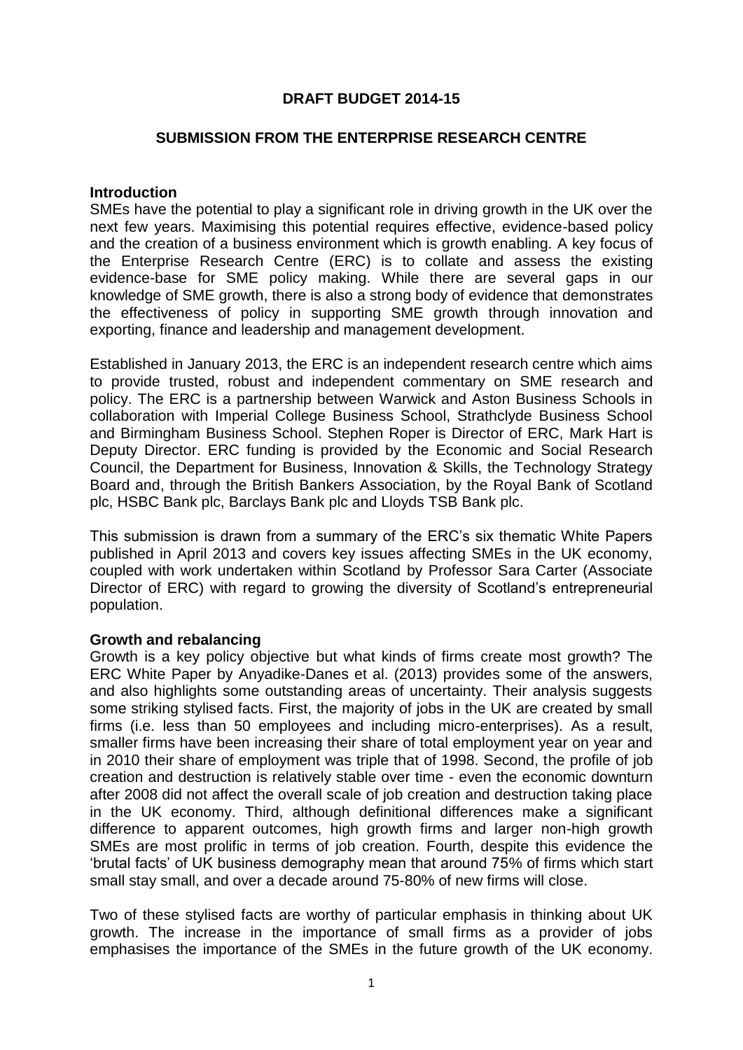# DRAFT BUDGET 2014-15

## SUBMISSION FROM THE ENTERPRISE RESEARCH CENTRE

### Introduction

SMEs have the potential to play a significant role in driving growth in the UK over the next few years. Maximising this potential requires effective, evidence-based policy and the creation of a business environment which is growth enabling. A key focus of the Enterprise Research Centre (ERC) is to collate and assess the existing evidence-base for SME policy making. While there are several gaps in our knowledge of SME growth, there is also a strong body of evidence that demonstrates the effectiveness of policy in supporting SME growth through innovation and exporting, finance and leadership and management development.

Established in January 2013, the ERC is an independent research centre which aims to provide trusted, robust and independent commentary on SME research and policy. The ERC is a partnership between Warwick and Aston Business Schools in collaboration with Imperial College Business School, Strathclyde Business School and Birmingham Business School. Stephen Roper is Director of ERC, Mark Hart is Deputy Director. ERC funding is provided by the Economic and Social Research Council, the Department for Business, Innovation & Skills, the Technology Strategy Board and, through the British Bankers Association, by the Royal Bank of Scotland plc, HSBC Bank plc, Barclays Bank plc and Lloyds TSB Bank plc.

This submission is drawn from a summary of the ERC's six thematic White Papers published in April 2013 and covers key issues affecting SMEs in the UK economy, coupled with work undertaken within Scotland by Professor Sara Carter (Associate Director of ERC) with regard to growing the diversity of Scotland's entrepreneurial population.

### Growth and rebalancing

Growth is a key policy objective but what kinds of firms create most growth? The ERC White Paper by Anyadike-Danes et al. (2013) provides some of the answers, and also highlights some outstanding areas of uncertainty. Their analysis suggests some striking stylised facts. First, the majority of jobs in the UK are created by small firms (i.e. less than 50 employees and including micro-enterprises). As a result, smaller firms have been increasing their share of total employment year on year and in 2010 their share of employment was triple that of 1998. Second, the profile of job creation and destruction is relatively stable over time - even the economic downturn after 2008 did not affect the overall scale of job creation and destruction taking place in the UK economy. Third, although definitional differences make a significant difference to apparent outcomes, high growth firms and larger non-high growth SMEs are most prolific in terms of job creation. Fourth, despite this evidence the 'brutal facts' of UK business demography mean that around 75% of firms which start small stay small, and over a decade around 75-80% of new firms will close.

Two of these stylised facts are worthy of particular emphasis in thinking about UK growth. The increase in the importance of small firms as a provider of jobs emphasises the importance of the SMEs in the future growth of the UK economy.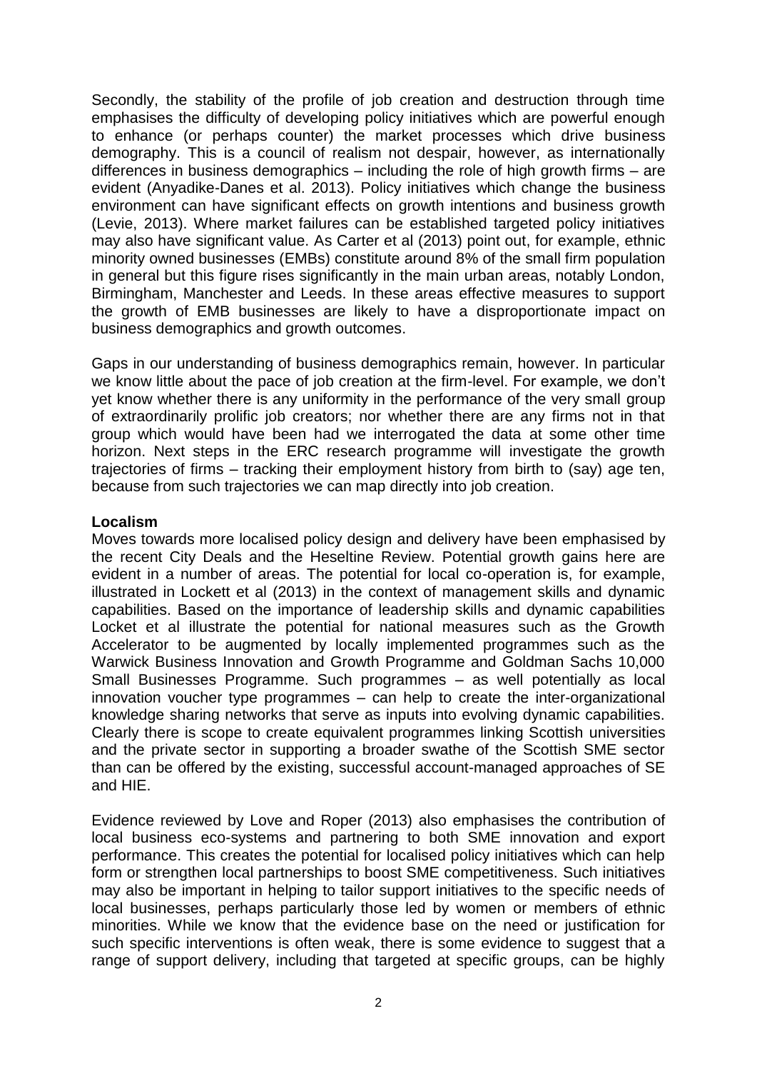Secondly, the stability of the profile of job creation and destruction through time emphasises the difficulty of developing policy initiatives which are powerful enough to enhance (or perhaps counter) the market processes which drive business demography. This is a council of realism not despair, however, as internationally differences in business demographics – including the role of high growth firms – are evident (Anyadike-Danes et al. 2013). Policy initiatives which change the business environment can have significant effects on growth intentions and business growth (Levie, 2013). Where market failures can be established targeted policy initiatives may also have significant value. As Carter et al (2013) point out, for example, ethnic minority owned businesses (EMBs) constitute around 8% of the small firm population in general but this figure rises significantly in the main urban areas, notably London, Birmingham, Manchester and Leeds. In these areas effective measures to support the growth of EMB businesses are likely to have a disproportionate impact on business demographics and growth outcomes.

Gaps in our understanding of business demographics remain, however. In particular we know little about the pace of job creation at the firm-level. For example, we don't yet know whether there is any uniformity in the performance of the very small group of extraordinarily prolific job creators; nor whether there are any firms not in that group which would have been had we interrogated the data at some other time horizon. Next steps in the ERC research programme will investigate the growth trajectories of firms – tracking their employment history from birth to (say) age ten, because from such trajectories we can map directly into job creation.

**Localism**

Moves towards more localised policy design and delivery have been emphasised by the recent City Deals and the Heseltine Review. Potential growth gains here are evident in a number of areas. The potential for local co-operation is, for example, illustrated in Lockett et al (2013) in the context of management skills and dynamic capabilities. Based on the importance of leadership skills and dynamic capabilities Locket et al illustrate the potential for national measures such as the Growth Accelerator to be augmented by locally implemented programmes such as the Warwick Business Innovation and Growth Programme and Goldman Sachs 10,000 Small Businesses Programme. Such programmes – as well potentially as local innovation voucher type programmes – can help to create the inter-organizational knowledge sharing networks that serve as inputs into evolving dynamic capabilities. Clearly there is scope to create equivalent programmes linking Scottish universities and the private sector in supporting a broader swathe of the Scottish SME sector than can be offered by the existing, successful account-managed approaches of SE and HIE.

Evidence reviewed by Love and Roper (2013) also emphasises the contribution of local business eco-systems and partnering to both SME innovation and export performance. This creates the potential for localised policy initiatives which can help form or strengthen local partnerships to boost SME competitiveness. Such initiatives may also be important in helping to tailor support initiatives to the specific needs of local businesses, perhaps particularly those led by women or members of ethnic minorities. While we know that the evidence base on the need or justification for such specific interventions is often weak, there is some evidence to suggest that a range of support delivery, including that targeted at specific groups, can be highly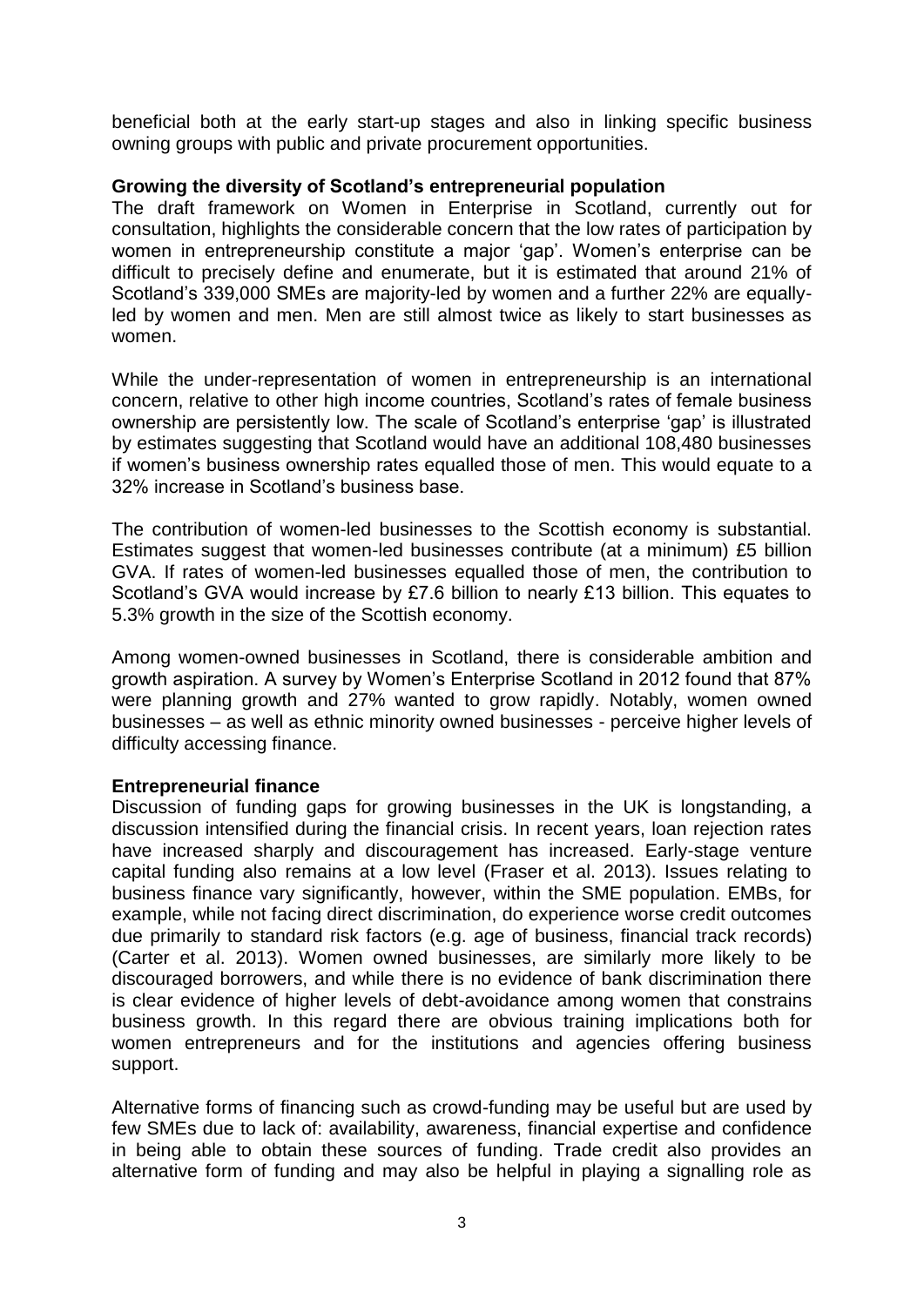beneficial both at the early start-up stages and also in linking specific business owning groups with public and private procurement opportunities.

**Growing the diversity of Scotland's entrepreneurial population**

The draft framework on Women in Enterprise in Scotland, currently out for consultation, highlights the considerable concern that the low rates of participation by women in entrepreneurship constitute a major 'gap'. Women's enterprise can be difficult to precisely define and enumerate, but it is estimated that around 21% of Scotland's 339,000 SMEs are majority-led by women and a further 22% are equally-led by women and men. Men are still almost twice as likely to start businesses as women.

While the under-representation of women in entrepreneurship is an international concern, relative to other high income countries, Scotland's rates of female business ownership are persistently low. The scale of Scotland's enterprise 'gap' is illustrated by estimates suggesting that Scotland would have an additional 108,480 businesses if women's business ownership rates equalled those of men. This would equate to a 32% increase in Scotland's business base.

The contribution of women-led businesses to the Scottish economy is substantial. Estimates suggest that women-led businesses contribute (at a minimum) £5 billion GVA. If rates of women-led businesses equalled those of men, the contribution to Scotland's GVA would increase by £7.6 billion to nearly £13 billion. This equates to 5.3% growth in the size of the Scottish economy.

Among women-owned businesses in Scotland, there is considerable ambition and growth aspiration. A survey by Women's Enterprise Scotland in 2012 found that 87% were planning growth and 27% wanted to grow rapidly. Notably, women owned businesses – as well as ethnic minority owned businesses - perceive higher levels of difficulty accessing finance.

**Entrepreneurial finance**

Discussion of funding gaps for growing businesses in the UK is longstanding, a discussion intensified during the financial crisis. In recent years, loan rejection rates have increased sharply and discouragement has increased. Early-stage venture capital funding also remains at a low level (Fraser et al. 2013). Issues relating to business finance vary significantly, however, within the SME population. EMBs, for example, while not facing direct discrimination, do experience worse credit outcomes due primarily to standard risk factors (e.g. age of business, financial track records) (Carter et al. 2013). Women owned businesses, are similarly more likely to be discouraged borrowers, and while there is no evidence of bank discrimination there is clear evidence of higher levels of debt-avoidance among women that constrains business growth. In this regard there are obvious training implications both for women entrepreneurs and for the institutions and agencies offering business support.

Alternative forms of financing such as crowd-funding may be useful but are used by few SMEs due to lack of: availability, awareness, financial expertise and confidence in being able to obtain these sources of funding. Trade credit also provides an alternative form of funding and may also be helpful in playing a signalling role as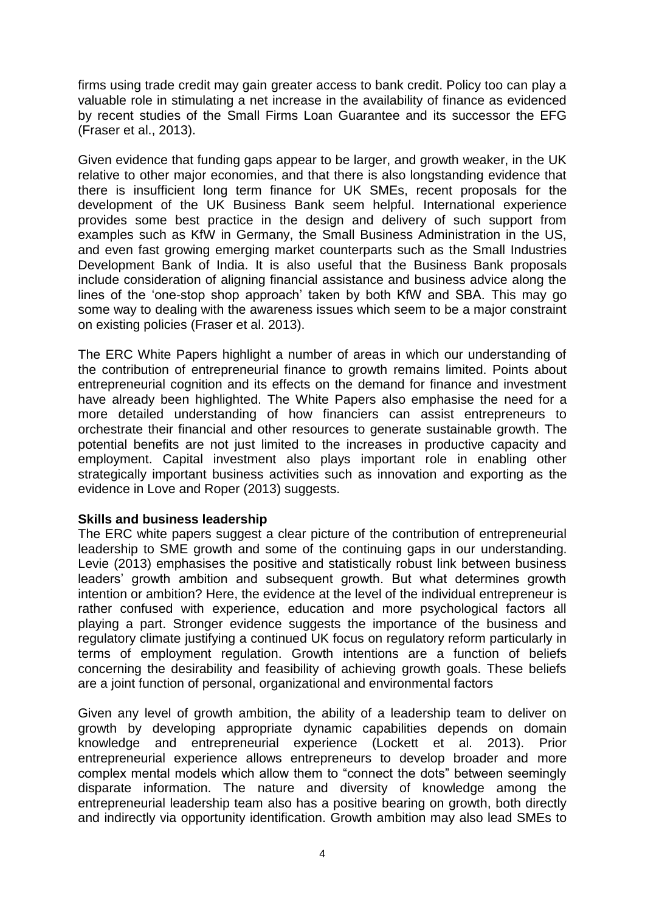firms using trade credit may gain greater access to bank credit. Policy too can play a valuable role in stimulating a net increase in the availability of finance as evidenced by recent studies of the Small Firms Loan Guarantee and its successor the EFG (Fraser et al., 2013).

Given evidence that funding gaps appear to be larger, and growth weaker, in the UK relative to other major economies, and that there is also longstanding evidence that there is insufficient long term finance for UK SMEs, recent proposals for the development of the UK Business Bank seem helpful. International experience provides some best practice in the design and delivery of such support from examples such as KfW in Germany, the Small Business Administration in the US, and even fast growing emerging market counterparts such as the Small Industries Development Bank of India. It is also useful that the Business Bank proposals include consideration of aligning financial assistance and business advice along the lines of the 'one-stop shop approach' taken by both KfW and SBA. This may go some way to dealing with the awareness issues which seem to be a major constraint on existing policies (Fraser et al. 2013).

The ERC White Papers highlight a number of areas in which our understanding of the contribution of entrepreneurial finance to growth remains limited. Points about entrepreneurial cognition and its effects on the demand for finance and investment have already been highlighted. The White Papers also emphasise the need for a more detailed understanding of how financiers can assist entrepreneurs to orchestrate their financial and other resources to generate sustainable growth. The potential benefits are not just limited to the increases in productive capacity and employment. Capital investment also plays important role in enabling other strategically important business activities such as innovation and exporting as the evidence in Love and Roper (2013) suggests.

**Skills and business leadership**

The ERC white papers suggest a clear picture of the contribution of entrepreneurial leadership to SME growth and some of the continuing gaps in our understanding. Levie (2013) emphasises the positive and statistically robust link between business leaders' growth ambition and subsequent growth. But what determines growth intention or ambition? Here, the evidence at the level of the individual entrepreneur is rather confused with experience, education and more psychological factors all playing a part. Stronger evidence suggests the importance of the business and regulatory climate justifying a continued UK focus on regulatory reform particularly in terms of employment regulation. Growth intentions are a function of beliefs concerning the desirability and feasibility of achieving growth goals. These beliefs are a joint function of personal, organizational and environmental factors

Given any level of growth ambition, the ability of a leadership team to deliver on growth by developing appropriate dynamic capabilities depends on domain knowledge and entrepreneurial experience (Lockett et al. 2013). Prior entrepreneurial experience allows entrepreneurs to develop broader and more complex mental models which allow them to "connect the dots" between seemingly disparate information. The nature and diversity of knowledge among the entrepreneurial leadership team also has a positive bearing on growth, both directly and indirectly via opportunity identification. Growth ambition may also lead SMEs to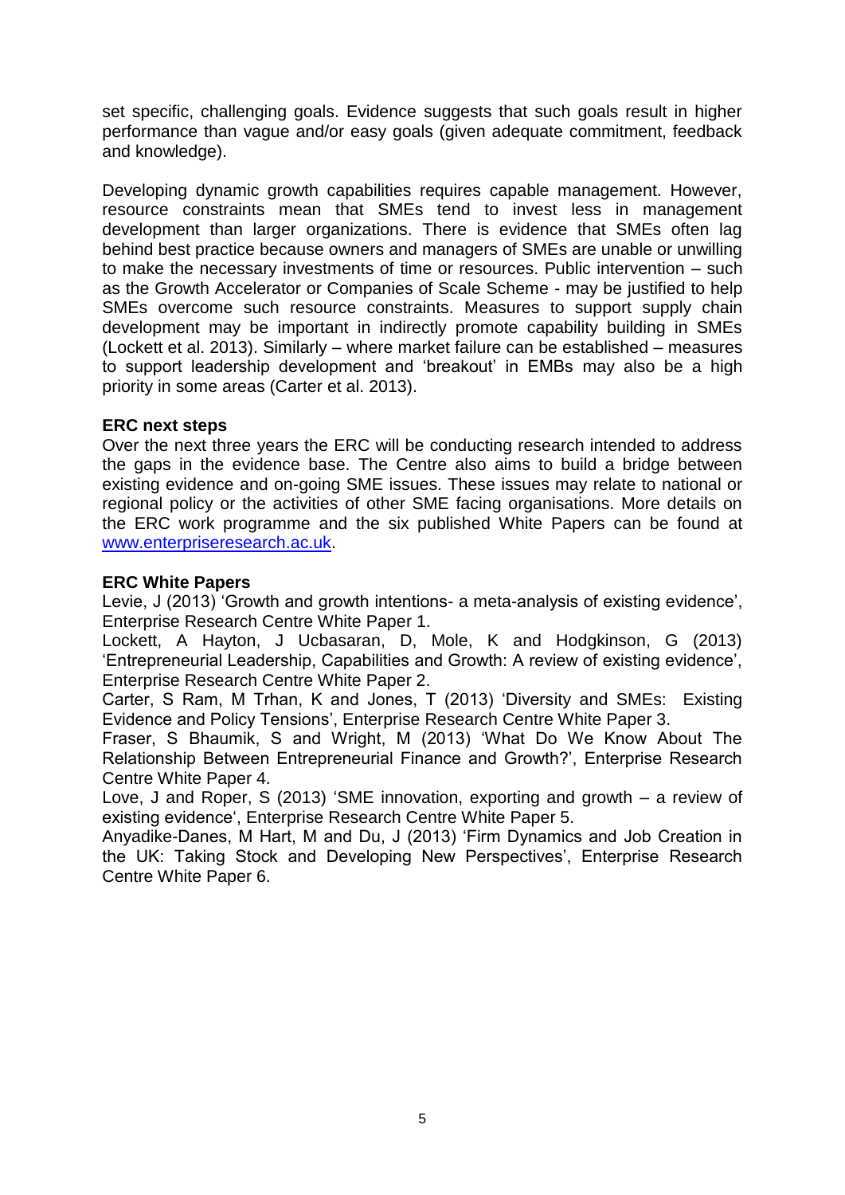set specific, challenging goals. Evidence suggests that such goals result in higher performance than vague and/or easy goals (given adequate commitment, feedback and knowledge).

Developing dynamic growth capabilities requires capable management. However, resource constraints mean that SMEs tend to invest less in management development than larger organizations. There is evidence that SMEs often lag behind best practice because owners and managers of SMEs are unable or unwilling to make the necessary investments of time or resources. Public intervention – such as the Growth Accelerator or Companies of Scale Scheme - may be justified to help SMEs overcome such resource constraints. Measures to support supply chain development may be important in indirectly promote capability building in SMEs (Lockett et al. 2013). Similarly – where market failure can be established – measures to support leadership development and 'breakout' in EMBs may also be a high priority in some areas (Carter et al. 2013).

**ERC next steps**

Over the next three years the ERC will be conducting research intended to address the gaps in the evidence base. The Centre also aims to build a bridge between existing evidence and on-going SME issues. These issues may relate to national or regional policy or the activities of other SME facing organisations. More details on the ERC work programme and the six published White Papers can be found at [www.enterpriseresearch.ac.uk](http://www.enterpriseresearch.ac.uk).

**ERC White Papers**

Levie, J (2013) 'Growth and growth intentions- a meta-analysis of existing evidence', Enterprise Research Centre White Paper 1.

Lockett, A Hayton, J Ucbasaran, D, Mole, K and Hodgkinson, G (2013) 'Entrepreneurial Leadership, Capabilities and Growth: A review of existing evidence', Enterprise Research Centre White Paper 2.

Carter, S Ram, M Trhan, K and Jones, T (2013) 'Diversity and SMEs: Existing Evidence and Policy Tensions', Enterprise Research Centre White Paper 3.

Fraser, S Bhaumik, S and Wright, M (2013) 'What Do We Know About The Relationship Between Entrepreneurial Finance and Growth?', Enterprise Research Centre White Paper 4.

Love, J and Roper, S (2013) 'SME innovation, exporting and growth – a review of existing evidence', Enterprise Research Centre White Paper 5.

Anyadike-Danes, M Hart, M and Du, J (2013) 'Firm Dynamics and Job Creation in the UK: Taking Stock and Developing New Perspectives', Enterprise Research Centre White Paper 6.